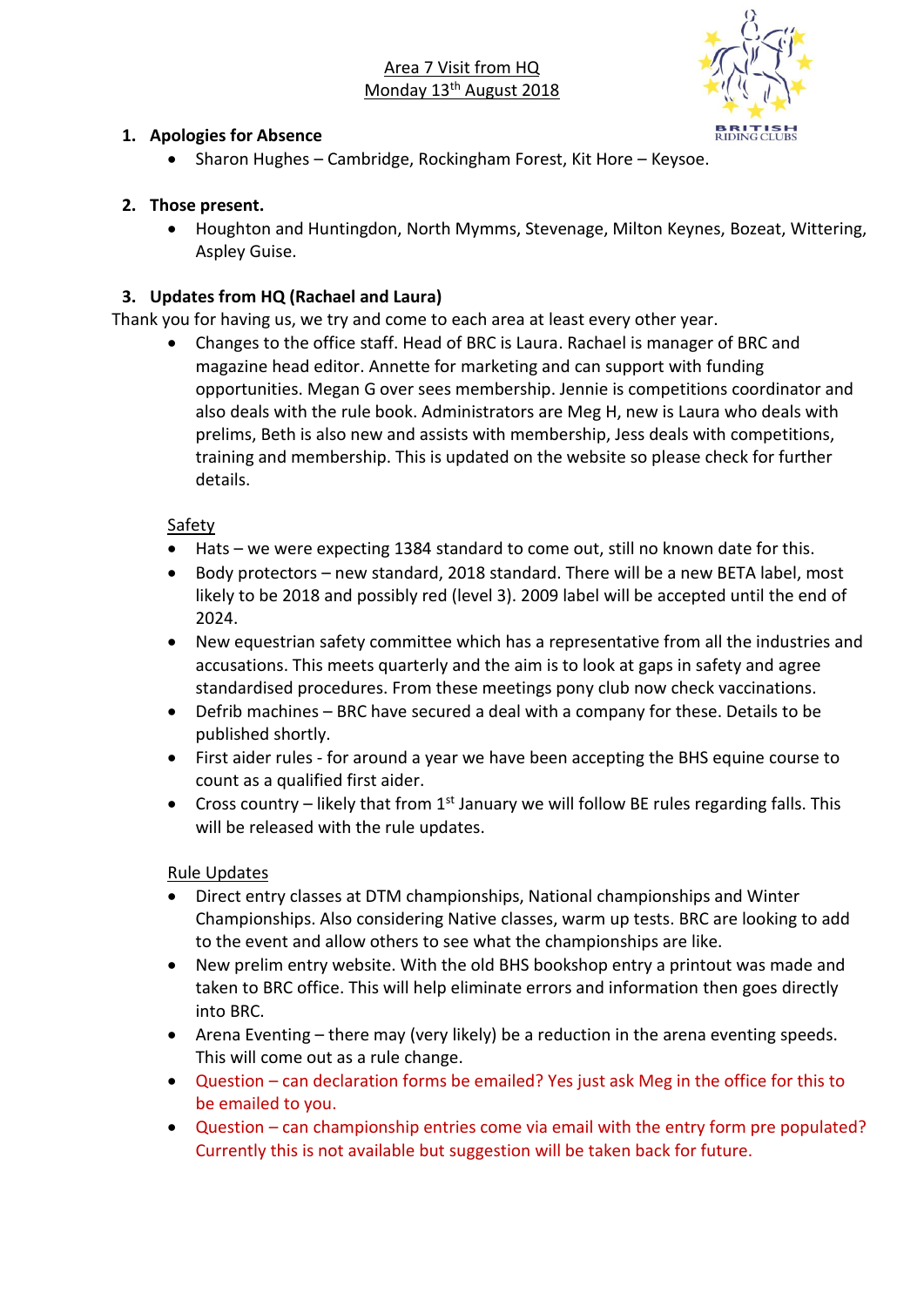Area 7 Visit from HQ
Monday 13th August 2018

1. **Apologies for Absence**
    - Sharon Hughes – Cambridge, Rockingham Forest, Kit Hore – Keysoe.

2. **Those present.**
    - Houghton and Huntingdon, North Mymms, Stevenage, Milton Keynes, Bozeat, Wittering, Aspley Guise.

3. **Updates from HQ (Rachael and Laura)**

Thank you for having us, we try and come to each area at least every other year.

- Changes to the office staff. Head of BRC is Laura. Rachael is manager of BRC and magazine head editor. Annette for marketing and can support with funding opportunities. Megan G over sees membership. Jennie is competitions coordinator and also deals with the rule book. Administrators are Meg H, new is Laura who deals with prelims, Beth is also new and assists with membership, Jess deals with competitions, training and membership. This is updated on the website so please check for further details.

Safety

- Hats – we were expecting 1384 standard to come out, still no known date for this.
- Body protectors – new standard, 2018 standard. There will be a new BETA label, most likely to be 2018 and possibly red (level 3). 2009 label will be accepted until the end of 2024.
- New equestrian safety committee which has a representative from all the industries and accusations. This meets quarterly and the aim is to look at gaps in safety and agree standardised procedures. From these meetings pony club now check vaccinations.
- Defrib machines – BRC have secured a deal with a company for these. Details to be published shortly.
- First aider rules - for around a year we have been accepting the BHS equine course to count as a qualified first aider.
- Cross country – likely that from 1st January we will follow BE rules regarding falls. This will be released with the rule updates.

Rule Updates

- Direct entry classes at DTM championships, National championships and Winter Championships. Also considering Native classes, warm up tests. BRC are looking to add to the event and allow others to see what the championships are like.
- New prelim entry website. With the old BHS bookshop entry a printout was made and taken to BRC office. This will help eliminate errors and information then goes directly into BRC.
- Arena Eventing – there may (very likely) be a reduction in the arena eventing speeds. This will come out as a rule change.
- Question – can declaration forms be emailed? Yes just ask Meg in the office for this to be emailed to you.
- Question – can championship entries come via email with the entry form pre populated? Currently this is not available but suggestion will be taken back for future.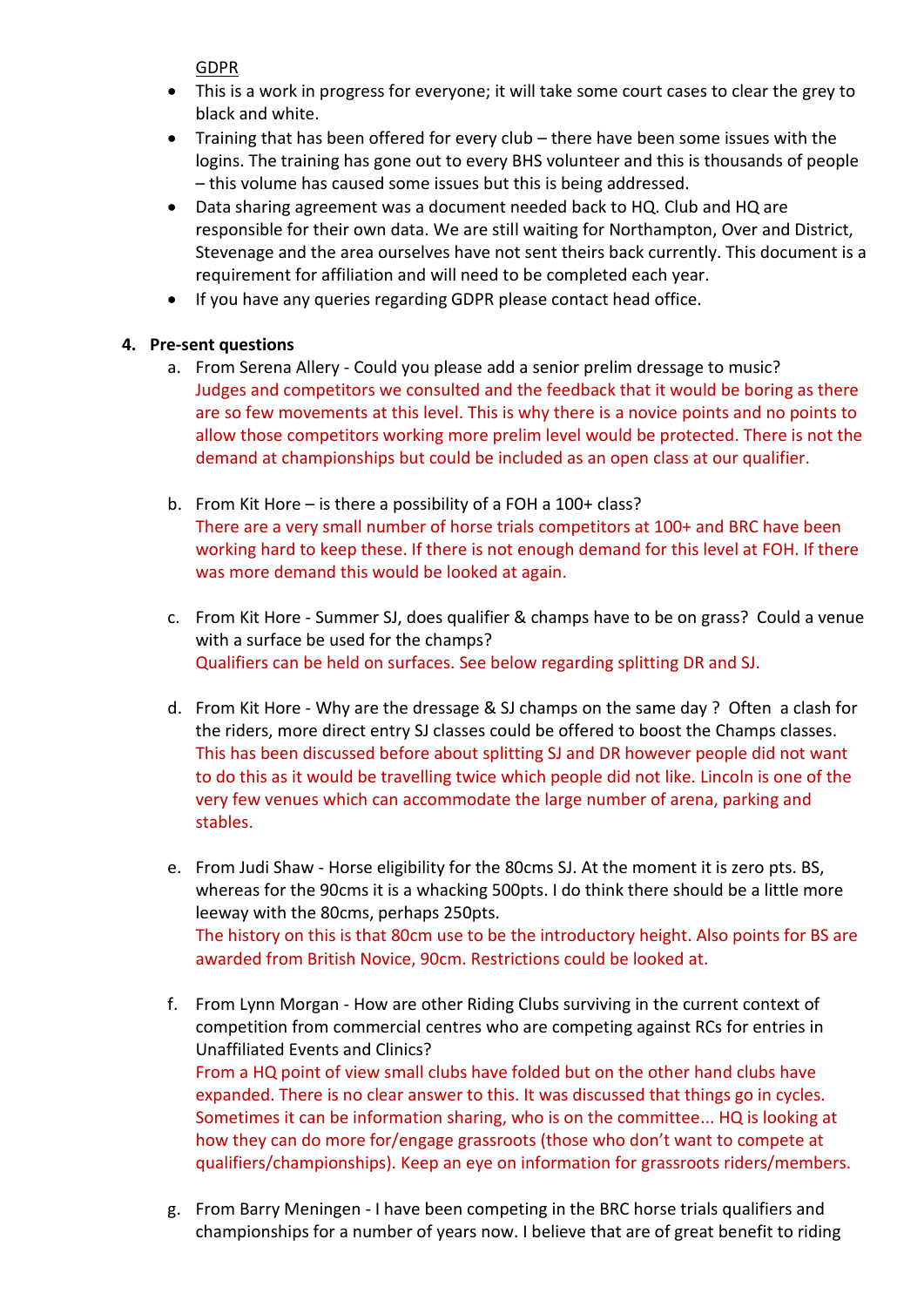<u>GDPR</u>

- This is a work in progress for everyone; it will take some court cases to clear the grey to black and white.
- Training that has been offered for every club – there have been some issues with the logins. The training has gone out to every BHS volunteer and this is thousands of people – this volume has caused some issues but this is being addressed.
- Data sharing agreement was a document needed back to HQ. Club and HQ are responsible for their own data. We are still waiting for Northampton, Over and District, Stevenage and the area ourselves have not sent theirs back currently. This document is a requirement for affiliation and will need to be completed each year.
- If you have any queries regarding GDPR please contact head office.

**4. Pre-sent questions**

a. From Serena Allery - Could you please add a senior prelim dressage to music?
Judges and competitors we consulted and the feedback that it would be boring as there are so few movements at this level. This is why there is a novice points and no points to allow those competitors working more prelim level would be protected. There is not the demand at championships but could be included as an open class at our qualifier.

b. From Kit Hore – is there a possibility of a FOH a 100+ class?
There are a very small number of horse trials competitors at 100+ and BRC have been working hard to keep these. If there is not enough demand for this level at FOH. If there was more demand this would be looked at again.

c. From Kit Hore - Summer SJ, does qualifier & champs have to be on grass? Could a venue with a surface be used for the champs?
Qualifiers can be held on surfaces. See below regarding splitting DR and SJ.

d. From Kit Hore - Why are the dressage & SJ champs on the same day ? Often a clash for the riders, more direct entry SJ classes could be offered to boost the Champs classes.
This has been discussed before about splitting SJ and DR however people did not want to do this as it would be travelling twice which people did not like. Lincoln is one of the very few venues which can accommodate the large number of arena, parking and stables.

e. From Judi Shaw - Horse eligibility for the 80cms SJ. At the moment it is zero pts. BS, whereas for the 90cms it is a whacking 500pts. I do think there should be a little more leeway with the 80cms, perhaps 250pts.
The history on this is that 80cm use to be the introductory height. Also points for BS are awarded from British Novice, 90cm. Restrictions could be looked at.

f. From Lynn Morgan - How are other Riding Clubs surviving in the current context of competition from commercial centres who are competing against RCs for entries in Unaffiliated Events and Clinics?
From a HQ point of view small clubs have folded but on the other hand clubs have expanded. There is no clear answer to this. It was discussed that things go in cycles. Sometimes it can be information sharing, who is on the committee... HQ is looking at how they can do more for/engage grassroots (those who don't want to compete at qualifiers/championships). Keep an eye on information for grassroots riders/members.

g. From Barry Meningen - I have been competing in the BRC horse trials qualifiers and championships for a number of years now. I believe that are of great benefit to riding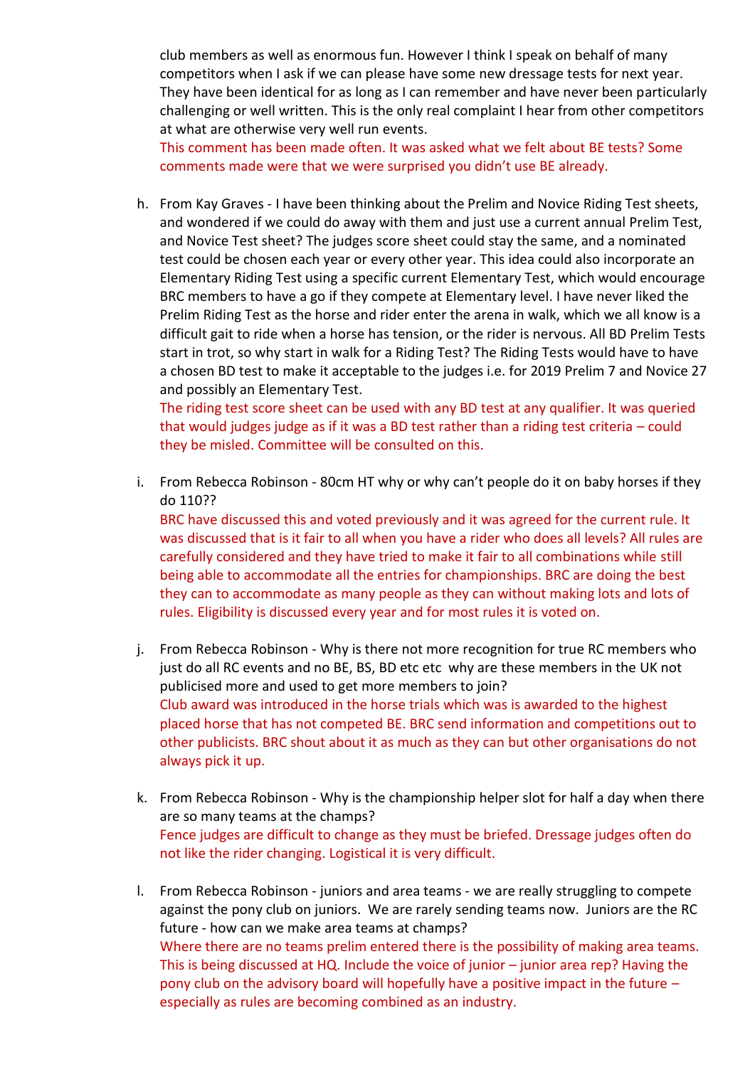club members as well as enormous fun. However I think I speak on behalf of many competitors when I ask if we can please have some new dressage tests for next year. They have been identical for as long as I can remember and have never been particularly challenging or well written. This is the only real complaint I hear from other competitors at what are otherwise very well run events.

This comment has been made often. It was asked what we felt about BE tests? Some comments made were that we were surprised you didn't use BE already.

h. From Kay Graves - I have been thinking about the Prelim and Novice Riding Test sheets, and wondered if we could do away with them and just use a current annual Prelim Test, and Novice Test sheet? The judges score sheet could stay the same, and a nominated test could be chosen each year or every other year. This idea could also incorporate an Elementary Riding Test using a specific current Elementary Test, which would encourage BRC members to have a go if they compete at Elementary level. I have never liked the Prelim Riding Test as the horse and rider enter the arena in walk, which we all know is a difficult gait to ride when a horse has tension, or the rider is nervous. All BD Prelim Tests start in trot, so why start in walk for a Riding Test? The Riding Tests would have to have a chosen BD test to make it acceptable to the judges i.e. for 2019 Prelim 7 and Novice 27 and possibly an Elementary Test.

   The riding test score sheet can be used with any BD test at any qualifier. It was queried that would judges judge as if it was a BD test rather than a riding test criteria – could they be misled. Committee will be consulted on this.

i. From Rebecca Robinson - 80cm HT why or why can't people do it on baby horses if they do 110??

   BRC have discussed this and voted previously and it was agreed for the current rule. It was discussed that is it fair to all when you have a rider who does all levels? All rules are carefully considered and they have tried to make it fair to all combinations while still being able to accommodate all the entries for championships. BRC are doing the best they can to accommodate as many people as they can without making lots and lots of rules. Eligibility is discussed every year and for most rules it is voted on.

j. From Rebecca Robinson - Why is there not more recognition for true RC members who just do all RC events and no BE, BS, BD etc etc why are these members in the UK not publicised more and used to get more members to join?

   Club award was introduced in the horse trials which was is awarded to the highest placed horse that has not competed BE. BRC send information and competitions out to other publicists. BRC shout about it as much as they can but other organisations do not always pick it up.

k. From Rebecca Robinson - Why is the championship helper slot for half a day when there are so many teams at the champs?

   Fence judges are difficult to change as they must be briefed. Dressage judges often do not like the rider changing. Logistical it is very difficult.

l. From Rebecca Robinson - juniors and area teams - we are really struggling to compete against the pony club on juniors. We are rarely sending teams now. Juniors are the RC future - how can we make area teams at champs?

   Where there are no teams prelim entered there is the possibility of making area teams. This is being discussed at HQ. Include the voice of junior – junior area rep? Having the pony club on the advisory board will hopefully have a positive impact in the future – especially as rules are becoming combined as an industry.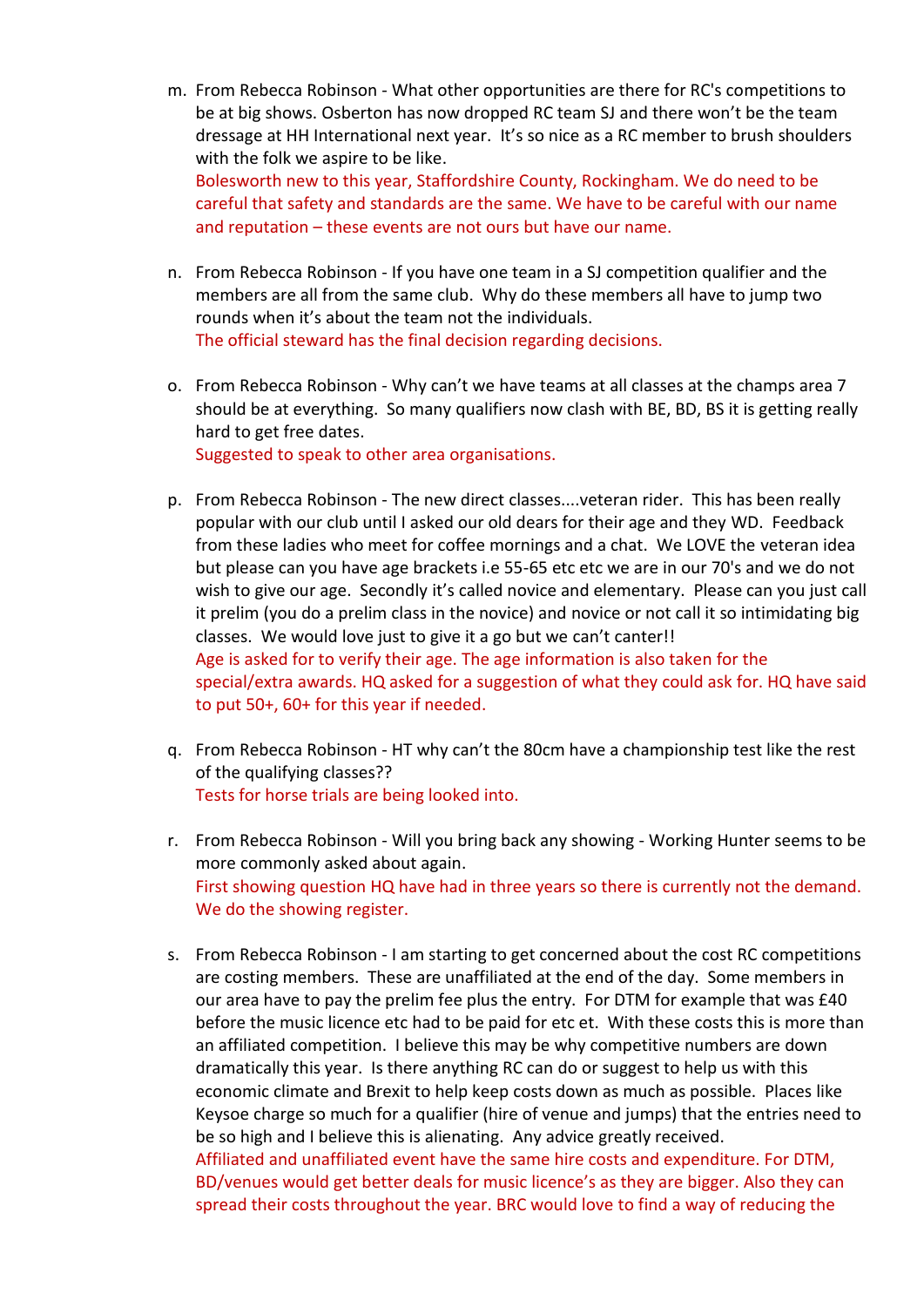m. From Rebecca Robinson - What other opportunities are there for RC's competitions to be at big shows. Osberton has now dropped RC team SJ and there won't be the team dressage at HH International next year. It's so nice as a RC member to brush shoulders with the folk we aspire to be like.
   Bolesworth new to this year, Staffordshire County, Rockingham. We do need to be careful that safety and standards are the same. We have to be careful with our name and reputation – these events are not ours but have our name.

n. From Rebecca Robinson - If you have one team in a SJ competition qualifier and the members are all from the same club. Why do these members all have to jump two rounds when it's about the team not the individuals.
   The official steward has the final decision regarding decisions.

o. From Rebecca Robinson - Why can't we have teams at all classes at the champs area 7 should be at everything. So many qualifiers now clash with BE, BD, BS it is getting really hard to get free dates.
   Suggested to speak to other area organisations.

p. From Rebecca Robinson - The new direct classes....veteran rider. This has been really popular with our club until I asked our old dears for their age and they WD. Feedback from these ladies who meet for coffee mornings and a chat. We LOVE the veteran idea but please can you have age brackets i.e 55-65 etc etc we are in our 70's and we do not wish to give our age. Secondly it's called novice and elementary. Please can you just call it prelim (you do a prelim class in the novice) and novice or not call it so intimidating big classes. We would love just to give it a go but we can't canter!!
   Age is asked for to verify their age. The age information is also taken for the special/extra awards. HQ asked for a suggestion of what they could ask for. HQ have said to put 50+, 60+ for this year if needed.

q. From Rebecca Robinson - HT why can't the 80cm have a championship test like the rest of the qualifying classes??
   Tests for horse trials are being looked into.

r. From Rebecca Robinson - Will you bring back any showing - Working Hunter seems to be more commonly asked about again.
   First showing question HQ have had in three years so there is currently not the demand. We do the showing register.

s. From Rebecca Robinson - I am starting to get concerned about the cost RC competitions are costing members. These are unaffiliated at the end of the day. Some members in our area have to pay the prelim fee plus the entry. For DTM for example that was £40 before the music licence etc had to be paid for etc et. With these costs this is more than an affiliated competition. I believe this may be why competitive numbers are down dramatically this year. Is there anything RC can do or suggest to help us with this economic climate and Brexit to help keep costs down as much as possible. Places like Keysoe charge so much for a qualifier (hire of venue and jumps) that the entries need to be so high and I believe this is alienating. Any advice greatly received.
   Affiliated and unaffiliated event have the same hire costs and expenditure. For DTM, BD/venues would get better deals for music licence's as they are bigger. Also they can spread their costs throughout the year. BRC would love to find a way of reducing the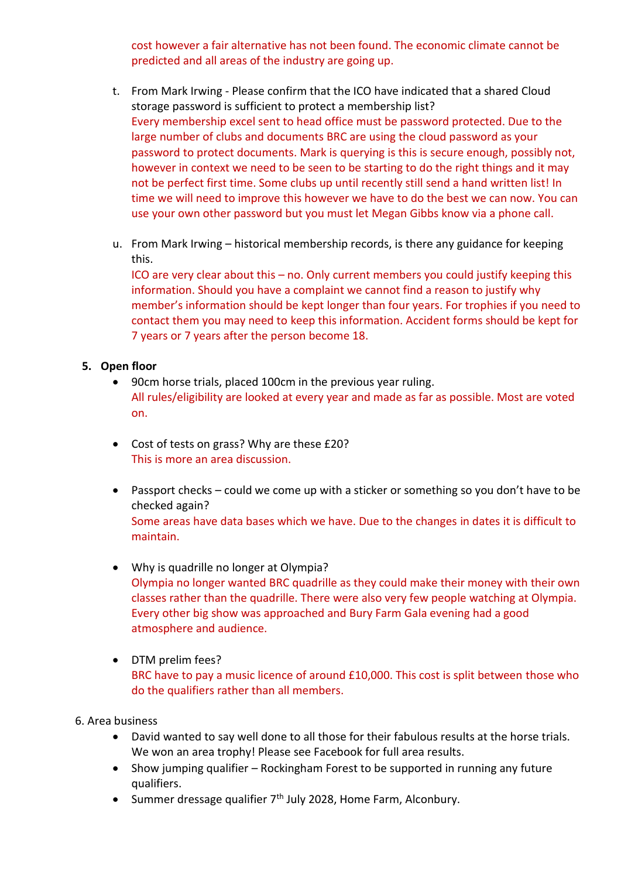cost however a fair alternative has not been found. The economic climate cannot be predicted and all areas of the industry are going up.

t. From Mark Irwing - Please confirm that the ICO have indicated that a shared Cloud storage password is sufficient to protect a membership list?
   Every membership excel sent to head office must be password protected. Due to the large number of clubs and documents BRC are using the cloud password as your password to protect documents. Mark is querying is this secure enough, possibly not, however in context we need to be seen to be starting to do the right things and it may not be perfect first time. Some clubs up until recently still send a hand written list! In time we will need to improve this however we have to do the best we can now. You can use your own other password but you must let Megan Gibbs know via a phone call.

u. From Mark Irwing – historical membership records, is there any guidance for keeping this.
   ICO are very clear about this – no. Only current members you could justify keeping this information. Should you have a complaint we cannot find a reason to justify why member's information should be kept longer than four years. For trophies if you need to contact them you may need to keep this information. Accident forms should be kept for 7 years or 7 years after the person become 18.

## 5. Open floor

- 90cm horse trials, placed 100cm in the previous year ruling.
  All rules/eligibility are looked at every year and made as far as possible. Most are voted on.

- Cost of tests on grass? Why are these £20?
  This is more an area discussion.

- Passport checks – could we come up with a sticker or something so you don't have to be checked again?
  Some areas have data bases which we have. Due to the changes in dates it is difficult to maintain.

- Why is quadrille no longer at Olympia?
  Olympia no longer wanted BRC quadrille as they could make their money with their own classes rather than the quadrille. There were also very few people watching at Olympia. Every other big show was approached and Bury Farm Gala evening had a good atmosphere and audience.

- DTM prelim fees?
  BRC have to pay a music licence of around £10,000. This cost is split between those who do the qualifiers rather than all members.

6. Area business

- David wanted to say well done to all those for their fabulous results at the horse trials. We won an area trophy! Please see Facebook for full area results.
- Show jumping qualifier – Rockingham Forest to be supported in running any future qualifiers.
- Summer dressage qualifier 7th July 2028, Home Farm, Alconbury.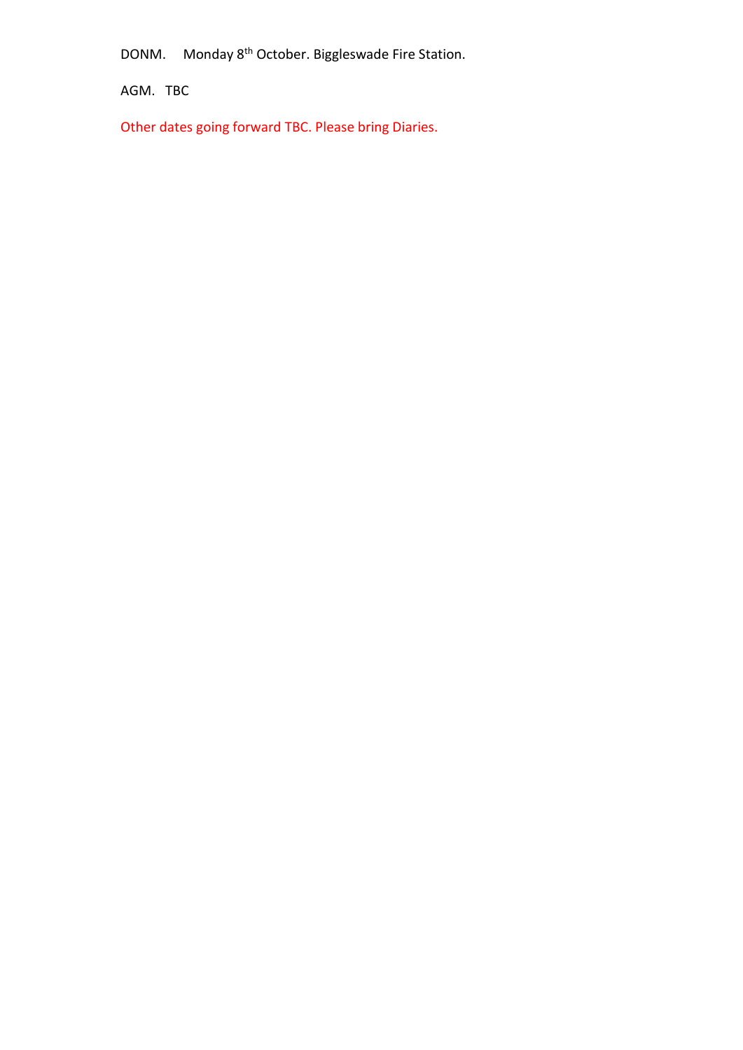DONM.   Monday 8th October. Biggleswade Fire Station.

AGM.  TBC

Other dates going forward TBC. Please bring Diaries.